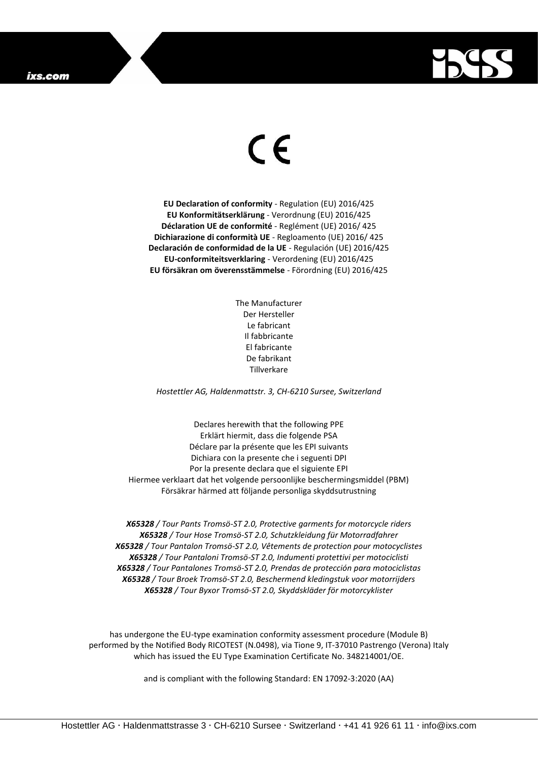CE

**EU Declaration of conformity** - Regulation (EU) 2016/425
**EU Konformitätserklärung** - Verordnung (EU) 2016/425
**Déclaration UE de conformité** - Reglément (UE) 2016/ 425
**Dichiarazione di conformità UE** - Regloamento (UE) 2016/ 425
**Declaración de conformidad de la UE** - Regulación (UE) 2016/425
**EU-conformiteitsverklaring** - Verordening (EU) 2016/425
**EU försäkran om överensstämmelse** - Förordning (EU) 2016/425

The Manufacturer
Der Hersteller
Le fabricant
Il fabbricante
El fabricante
De fabrikant
Tillverkare

*Hostettler AG, Haldenmattstr. 3, CH-6210 Sursee, Switzerland*

Declares herewith that the following PPE
Erklärt hiermit, dass die folgende PSA
Déclare par la présente que les EPI suivants
Dichiara con la presente che i seguenti DPI
Por la presente declara que el siguiente EPI
Hiermee verklaart dat het volgende persoonlijke beschermingsmiddel (PBM)
Försäkrar härmed att följande personliga skyddsutrustning

***X65328** / Tour Pants Tromsö-ST 2.0, Protective garments for motorcycle riders*
***X65328** / Tour Hose Tromsö-ST 2.0, Schutzkleidung für Motorradfahrer*
***X65328** / Tour Pantalon Tromsö-ST 2.0, Vêtements de protection pour motocyclistes*
***X65328** / Tour Pantaloni Tromsö-ST 2.0, Indumenti protettivi per motociclisti*
***X65328** / Tour Pantalones Tromsö-ST 2.0, Prendas de protección para motociclistas*
***X65328** / Tour Broek Tromsö-ST 2.0, Beschermend kledingstuk voor motorrijders*
***X65328** / Tour Byxor Tromsö-ST 2.0, Skyddskläder för motorcyklister*

has undergone the EU-type examination conformity assessment procedure (Module B) performed by the Notified Body RICOTEST (N.0498), via Tione 9, IT-37010 Pastrengo (Verona) Italy which has issued the EU Type Examination Certificate No. 348214001/OE.

and is compliant with the following Standard: EN 17092-3:2020 (AA)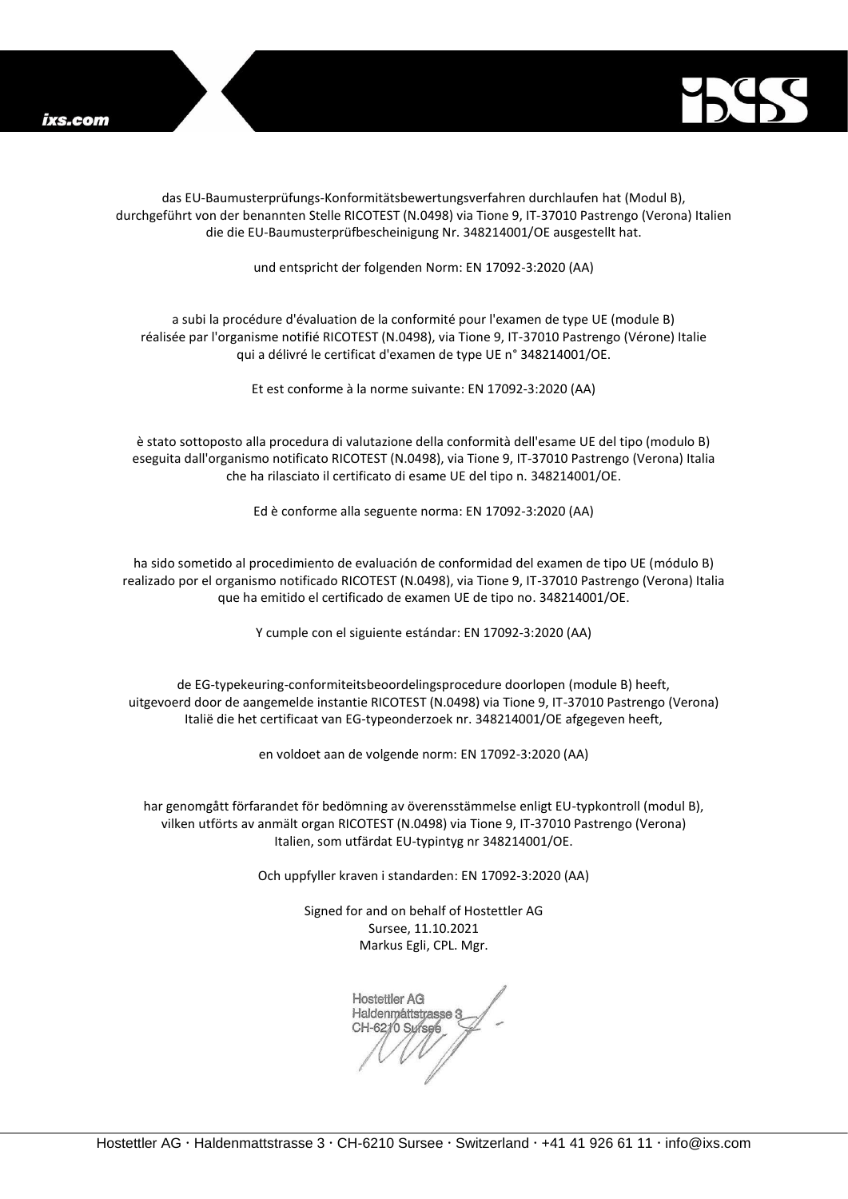das EU-Baumusterprüfungs-Konformitätsbewertungsverfahren durchlaufen hat (Modul B), durchgeführt von der benannten Stelle RICOTEST (N.0498) via Tione 9, IT-37010 Pastrengo (Verona) Italien die die EU-Baumusterprüfbescheinigung Nr. 348214001/OE ausgestellt hat.

und entspricht der folgenden Norm: EN 17092-3:2020 (AA)

a subi la procédure d'évaluation de la conformité pour l'examen de type UE (module B) réalisée par l'organisme notifié RICOTEST (N.0498), via Tione 9, IT-37010 Pastrengo (Vérone) Italie qui a délivré le certificat d'examen de type UE n° 348214001/OE.

Et est conforme à la norme suivante: EN 17092-3:2020 (AA)

è stato sottoposto alla procedura di valutazione della conformità dell'esame UE del tipo (modulo B) eseguita dall'organismo notificato RICOTEST (N.0498), via Tione 9, IT-37010 Pastrengo (Verona) Italia che ha rilasciato il certificato di esame UE del tipo n. 348214001/OE.

Ed è conforme alla seguente norma: EN 17092-3:2020 (AA)

ha sido sometido al procedimiento de evaluación de conformidad del examen de tipo UE (módulo B) realizado por el organismo notificado RICOTEST (N.0498), via Tione 9, IT-37010 Pastrengo (Verona) Italia que ha emitido el certificado de examen UE de tipo no. 348214001/OE.

Y cumple con el siguiente estándar: EN 17092-3:2020 (AA)

de EG-typekeuring-conformiteitsbeoordelingsprocedure doorlopen (module B) heeft, uitgevoerd door de aangemelde instantie RICOTEST (N.0498) via Tione 9, IT-37010 Pastrengo (Verona) Italië die het certificaat van EG-typeonderzoek nr. 348214001/OE afgegeven heeft,

en voldoet aan de volgende norm: EN 17092-3:2020 (AA)

har genomgått förfarandet för bedömning av överensstämmelse enligt EU-typkontroll (modul B), vilken utförts av anmält organ RICOTEST (N.0498) via Tione 9, IT-37010 Pastrengo (Verona) Italien, som utfärdat EU-typintyg nr 348214001/OE.

Och uppfyller kraven i standarden: EN 17092-3:2020 (AA)

Signed for and on behalf of Hostettler AG
Sursee, 11.10.2021
Markus Egli, CPL. Mgr.

Hostettler AG
Haldenmattstrasse 3
CH-6210 Sursee

Hostettler AG · Haldenmattstrasse 3 · CH-6210 Sursee · Switzerland · +41 41 926 61 11 · info@ixs.com